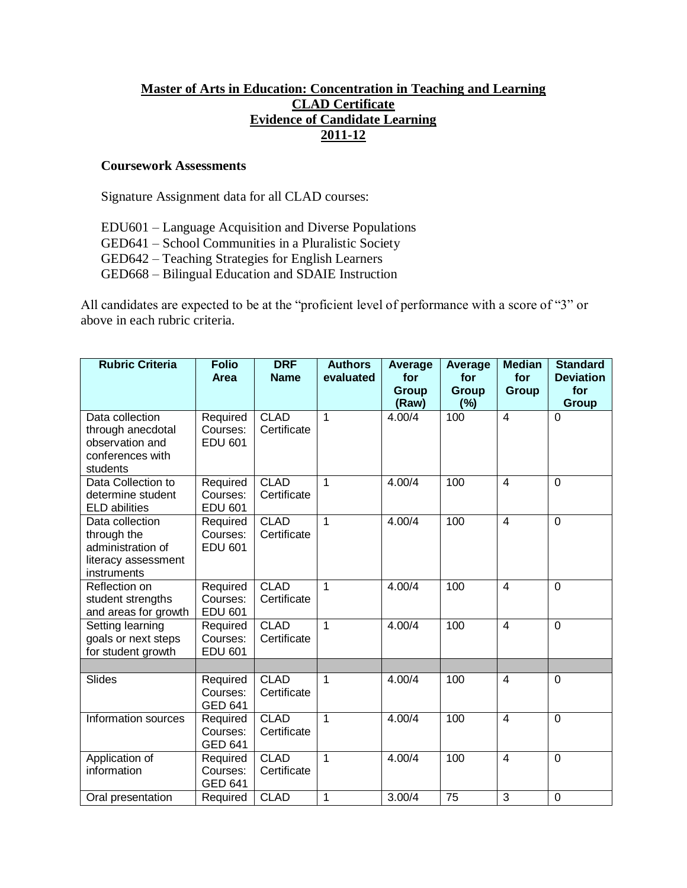**Master of Arts in Education: Concentration in Teaching and Learning**
**CLAD Certificate**
**Evidence of Candidate Learning**
**2011-12**

**Coursework Assessments**

Signature Assignment data for all CLAD courses:

EDU601 – Language Acquisition and Diverse Populations
GED641 – School Communities in a Pluralistic Society
GED642 – Teaching Strategies for English Learners
GED668 – Bilingual Education and SDAIE Instruction

All candidates are expected to be at the "proficient level of performance with a score of "3" or above in each rubric criteria.

| Rubric Criteria | Folio Area | DRF Name | Authors evaluated | Average for Group (Raw) | Average for Group (%) | Median for Group | Standard Deviation for Group |
|---|---|---|---|---|---|---|---|
| Data collection through anecdotal observation and conferences with students | Required Courses: EDU 601 | CLAD Certificate | 1 | 4.00/4 | 100 | 4 | 0 |
| Data Collection to determine student ELD abilities | Required Courses: EDU 601 | CLAD Certificate | 1 | 4.00/4 | 100 | 4 | 0 |
| Data collection through the administration of literacy assessment instruments | Required Courses: EDU 601 | CLAD Certificate | 1 | 4.00/4 | 100 | 4 | 0 |
| Reflection on student strengths and areas for growth | Required Courses: EDU 601 | CLAD Certificate | 1 | 4.00/4 | 100 | 4 | 0 |
| Setting learning goals or next steps for student growth | Required Courses: EDU 601 | CLAD Certificate | 1 | 4.00/4 | 100 | 4 | 0 |
| | | | | | | | |
| Slides | Required Courses: GED 641 | CLAD Certificate | 1 | 4.00/4 | 100 | 4 | 0 |
| Information sources | Required Courses: GED 641 | CLAD Certificate | 1 | 4.00/4 | 100 | 4 | 0 |
| Application of information | Required Courses: GED 641 | CLAD Certificate | 1 | 4.00/4 | 100 | 4 | 0 |
| Oral presentation | Required | CLAD | 1 | 3.00/4 | 75 | 3 | 0 |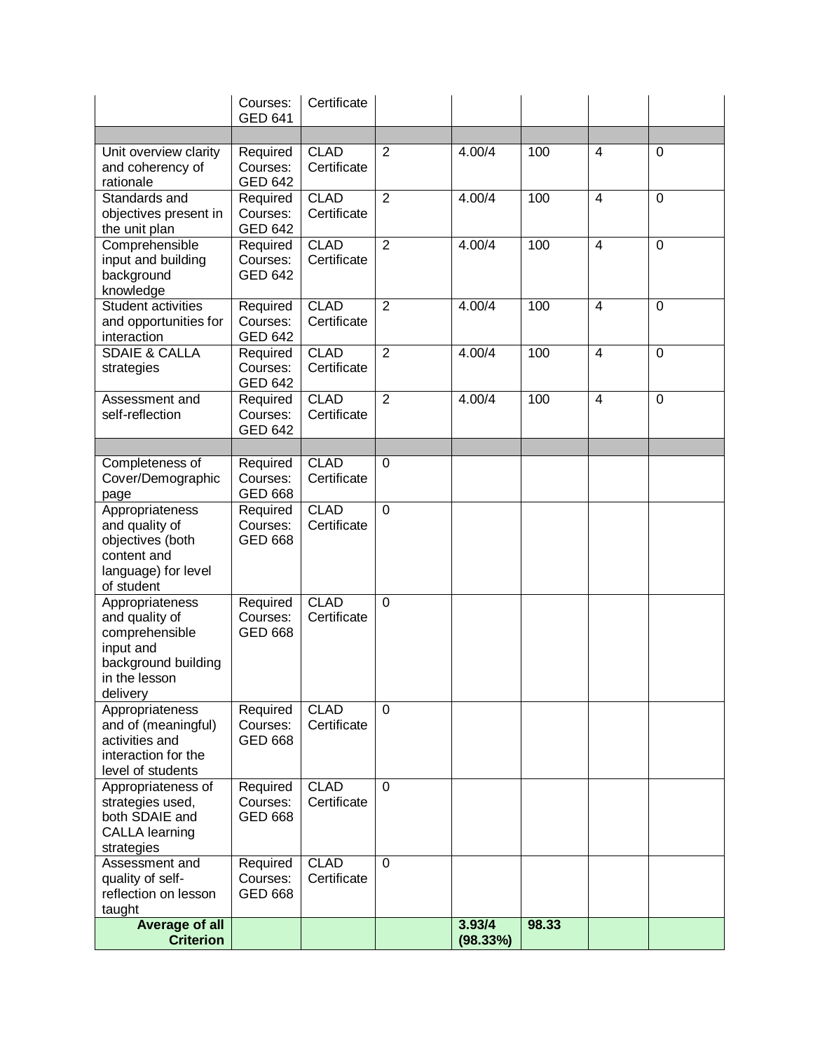| | | | | | | | |
|---|---|---|---|---|---|---|---|
| | Courses: GED 641 | Certificate | | | | | |
| | | | | | | | |
| Unit overview clarity and coherency of rationale | Required Courses: GED 642 | CLAD Certificate | 2 | 4.00/4 | 100 | 4 | 0 |
| Standards and objectives present in the unit plan | Required Courses: GED 642 | CLAD Certificate | 2 | 4.00/4 | 100 | 4 | 0 |
| Comprehensible input and building background knowledge | Required Courses: GED 642 | CLAD Certificate | 2 | 4.00/4 | 100 | 4 | 0 |
| Student activities and opportunities for interaction | Required Courses: GED 642 | CLAD Certificate | 2 | 4.00/4 | 100 | 4 | 0 |
| SDAIE & CALLA strategies | Required Courses: GED 642 | CLAD Certificate | 2 | 4.00/4 | 100 | 4 | 0 |
| Assessment and self-reflection | Required Courses: GED 642 | CLAD Certificate | 2 | 4.00/4 | 100 | 4 | 0 |
| | | | | | | | |
| Completeness of Cover/Demographic page | Required Courses: GED 668 | CLAD Certificate | 0 | | | | |
| Appropriateness and quality of objectives (both content and language) for level of student | Required Courses: GED 668 | CLAD Certificate | 0 | | | | |
| Appropriateness and quality of comprehensible input and background building in the lesson delivery | Required Courses: GED 668 | CLAD Certificate | 0 | | | | |
| Appropriateness and of (meaningful) activities and interaction for the level of students | Required Courses: GED 668 | CLAD Certificate | 0 | | | | |
| Appropriateness of strategies used, both SDAIE and CALLA learning strategies | Required Courses: GED 668 | CLAD Certificate | 0 | | | | |
| Assessment and quality of self-reflection on lesson taught | Required Courses: GED 668 | CLAD Certificate | 0 | | | | |
| **Average of all Criterion** | | | | **3.93/4 (98.33%)** | **98.33** | | |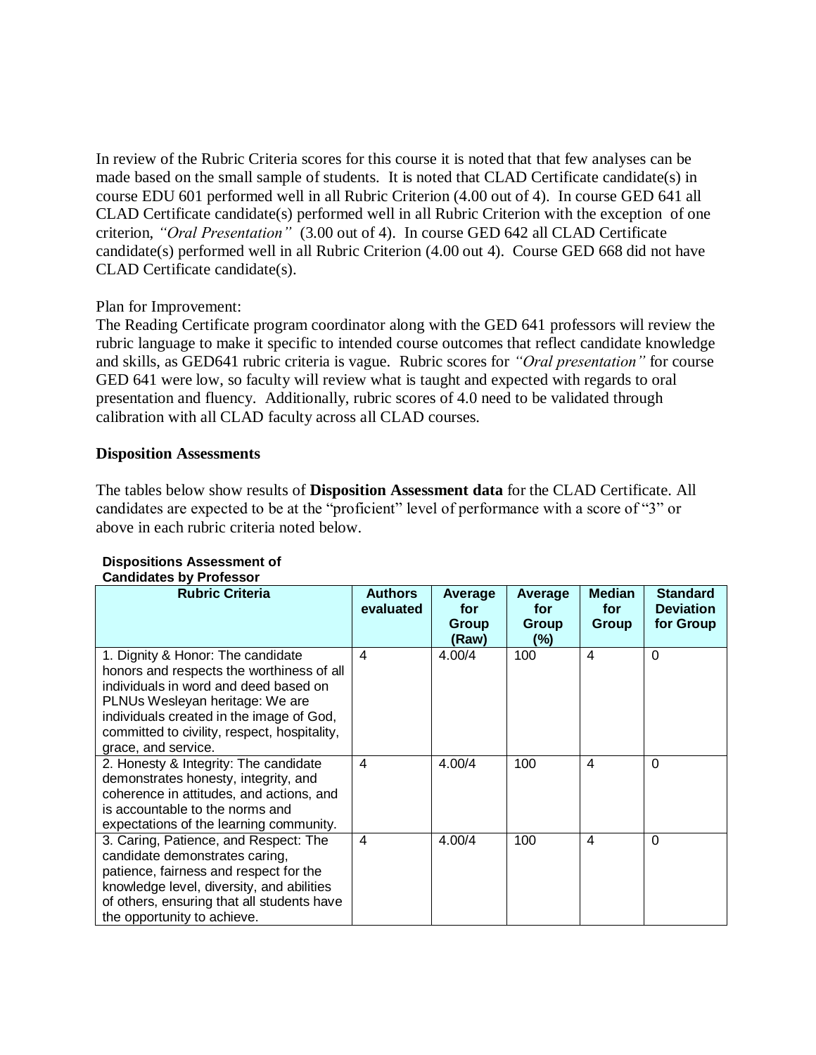In review of the Rubric Criteria scores for this course it is noted that that few analyses can be made based on the small sample of students. It is noted that CLAD Certificate candidate(s) in course EDU 601 performed well in all Rubric Criterion (4.00 out of 4). In course GED 641 all CLAD Certificate candidate(s) performed well in all Rubric Criterion with the exception of one criterion, *"Oral Presentation"* (3.00 out of 4). In course GED 642 all CLAD Certificate candidate(s) performed well in all Rubric Criterion (4.00 out 4). Course GED 668 did not have CLAD Certificate candidate(s).

Plan for Improvement:
The Reading Certificate program coordinator along with the GED 641 professors will review the rubric language to make it specific to intended course outcomes that reflect candidate knowledge and skills, as GED641 rubric criteria is vague. Rubric scores for *"Oral presentation"* for course GED 641 were low, so faculty will review what is taught and expected with regards to oral presentation and fluency. Additionally, rubric scores of 4.0 need to be validated through calibration with all CLAD faculty across all CLAD courses.

**Disposition Assessments**

The tables below show results of **Disposition Assessment data** for the CLAD Certificate. All candidates are expected to be at the "proficient" level of performance with a score of "3" or above in each rubric criteria noted below.

**Dispositions Assessment of Candidates by Professor**

| Rubric Criteria | Authors evaluated | Average for Group (Raw) | Average for Group (%) | Median for Group | Standard Deviation for Group |
|---|---|---|---|---|---|
| 1. Dignity & Honor: The candidate honors and respects the worthiness of all individuals in word and deed based on PLNUs Wesleyan heritage: We are individuals created in the image of God, committed to civility, respect, hospitality, grace, and service. | 4 | 4.00/4 | 100 | 4 | 0 |
| 2. Honesty & Integrity: The candidate demonstrates honesty, integrity, and coherence in attitudes, and actions, and is accountable to the norms and expectations of the learning community. | 4 | 4.00/4 | 100 | 4 | 0 |
| 3. Caring, Patience, and Respect: The candidate demonstrates caring, patience, fairness and respect for the knowledge level, diversity, and abilities of others, ensuring that all students have the opportunity to achieve. | 4 | 4.00/4 | 100 | 4 | 0 |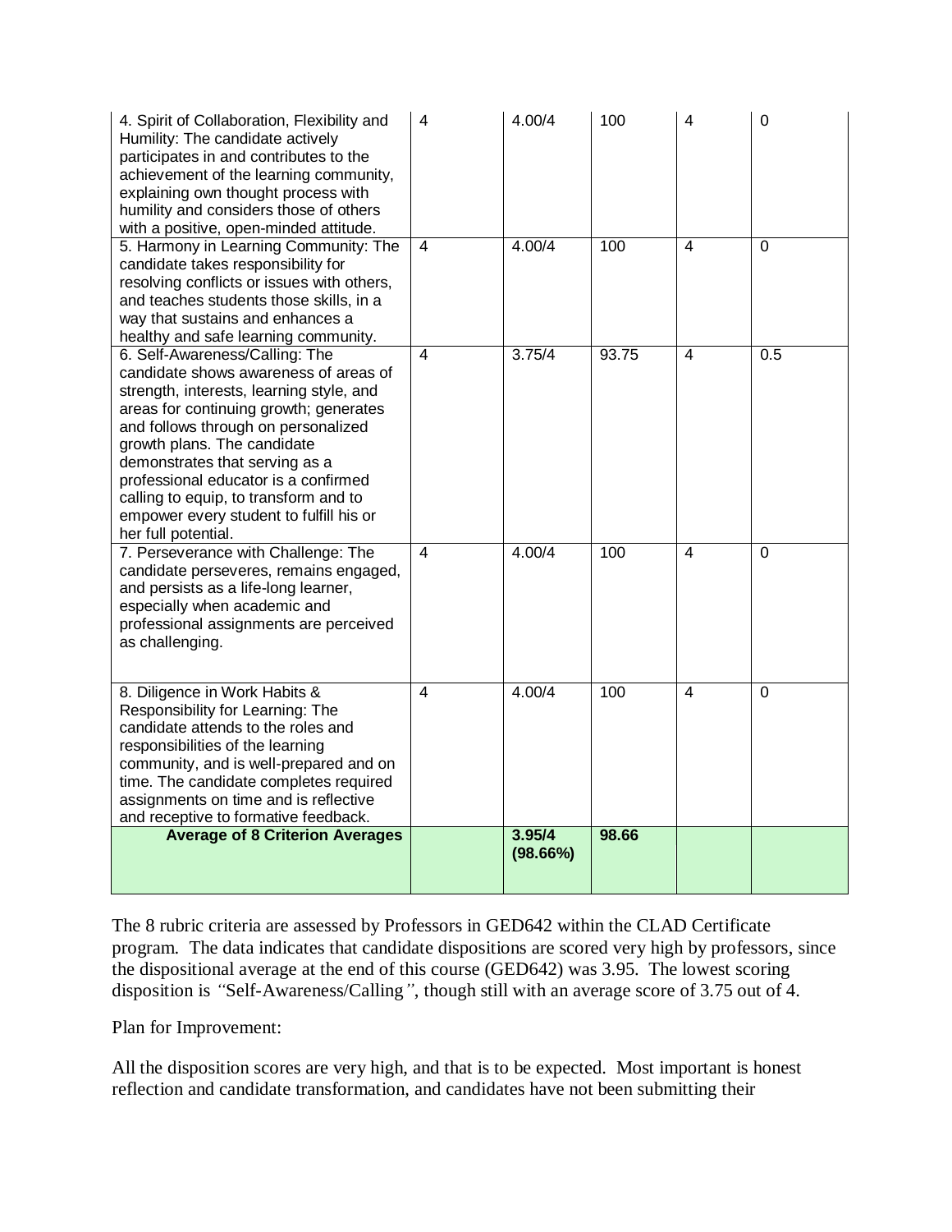| | | | | | |
|---|---|---|---|---|---|
| 4. Spirit of Collaboration, Flexibility and Humility: The candidate actively participates in and contributes to the achievement of the learning community, explaining own thought process with humility and considers those of others with a positive, open-minded attitude. | 4 | 4.00/4 | 100 | 4 | 0 |
| 5. Harmony in Learning Community: The candidate takes responsibility for resolving conflicts or issues with others, and teaches students those skills, in a way that sustains and enhances a healthy and safe learning community. | 4 | 4.00/4 | 100 | 4 | 0 |
| 6. Self-Awareness/Calling: The candidate shows awareness of areas of strength, interests, learning style, and areas for continuing growth; generates and follows through on personalized growth plans. The candidate demonstrates that serving as a professional educator is a confirmed calling to equip, to transform and to empower every student to fulfill his or her full potential. | 4 | 3.75/4 | 93.75 | 4 | 0.5 |
| 7. Perseverance with Challenge: The candidate perseveres, remains engaged, and persists as a life-long learner, especially when academic and professional assignments are perceived as challenging. | 4 | 4.00/4 | 100 | 4 | 0 |
| 8. Diligence in Work Habits & Responsibility for Learning: The candidate attends to the roles and responsibilities of the learning community, and is well-prepared and on time. The candidate completes required assignments on time and is reflective and receptive to formative feedback. | 4 | 4.00/4 | 100 | 4 | 0 |
| **Average of 8 Criterion Averages** | | **3.95/4 (98.66%)** | **98.66** | | |

The 8 rubric criteria are assessed by Professors in GED642 within the CLAD Certificate program. The data indicates that candidate dispositions are scored very high by professors, since the dispositional average at the end of this course (GED642) was 3.95. The lowest scoring disposition is *"Self-Awareness/Calling"*, though still with an average score of 3.75 out of 4.

Plan for Improvement:

All the disposition scores are very high, and that is to be expected. Most important is honest reflection and candidate transformation, and candidates have not been submitting their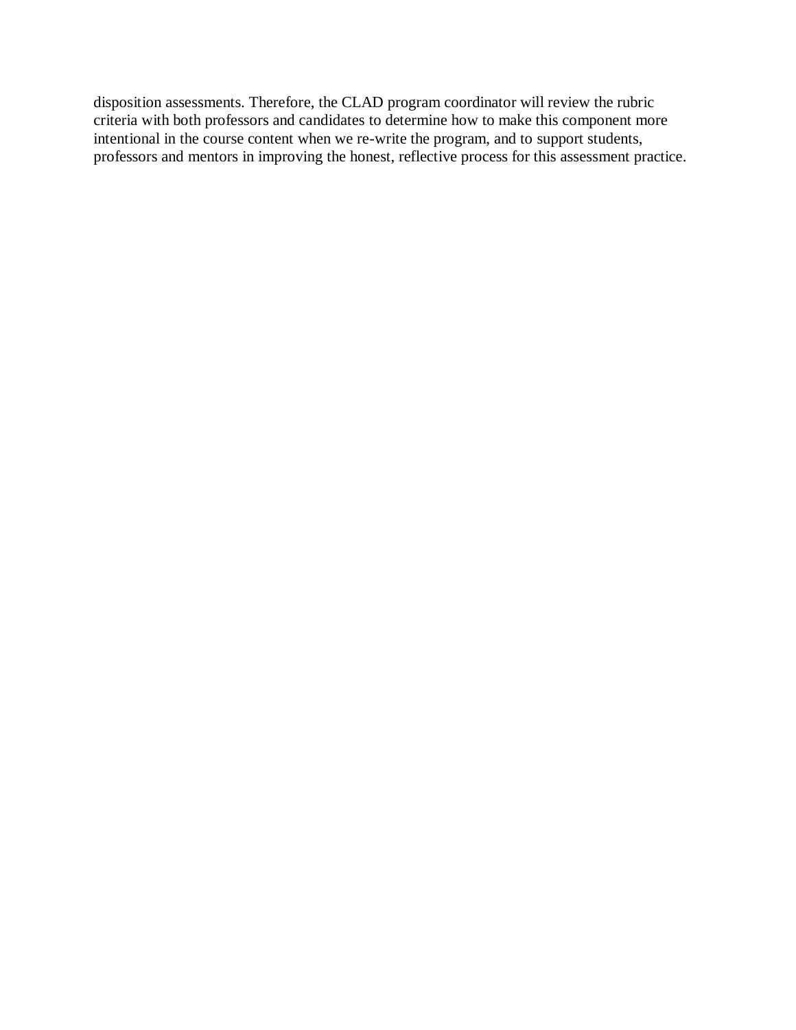disposition assessments. Therefore, the CLAD program coordinator will review the rubric criteria with both professors and candidates to determine how to make this component more intentional in the course content when we re-write the program, and to support students, professors and mentors in improving the honest, reflective process for this assessment practice.